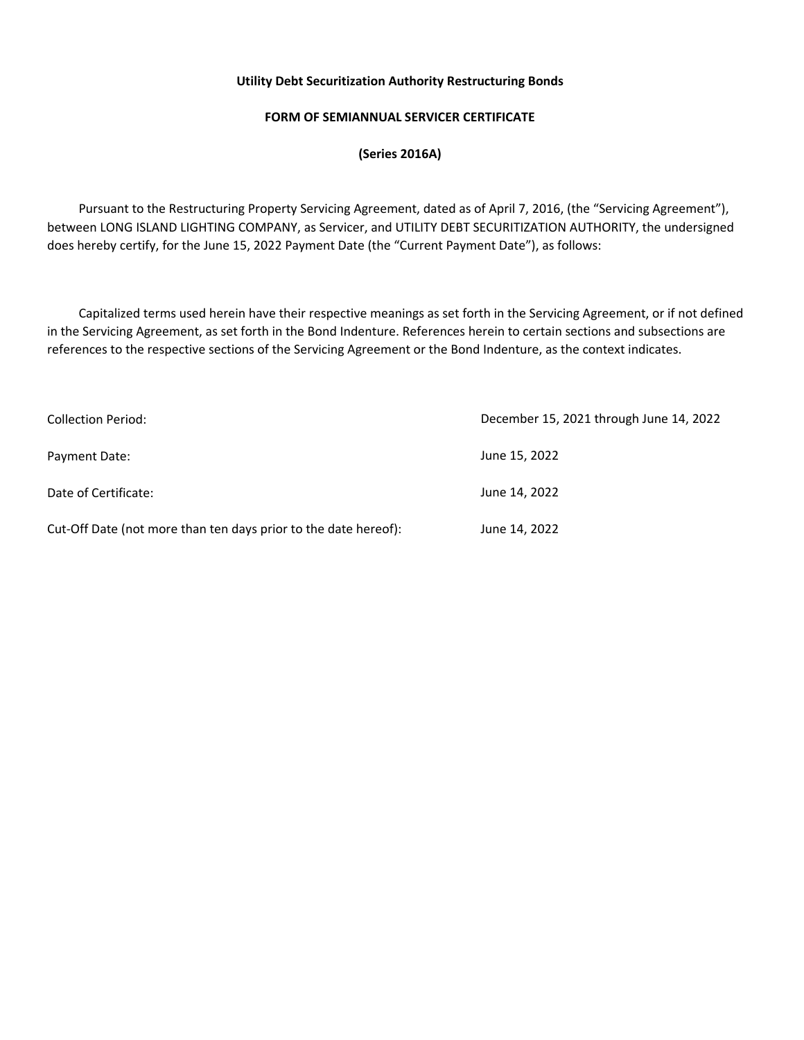**Utility Debt Securitization Authority Restructuring Bonds**

**FORM OF SEMIANNUAL SERVICER CERTIFICATE**

**(Series 2016A)**

Pursuant to the Restructuring Property Servicing Agreement, dated as of April 7, 2016, (the "Servicing Agreement"), between LONG ISLAND LIGHTING COMPANY, as Servicer, and UTILITY DEBT SECURITIZATION AUTHORITY, the undersigned does hereby certify, for the June 15, 2022 Payment Date (the "Current Payment Date"), as follows:

Capitalized terms used herein have their respective meanings as set forth in the Servicing Agreement, or if not defined in the Servicing Agreement, as set forth in the Bond Indenture. References herein to certain sections and subsections are references to the respective sections of the Servicing Agreement or the Bond Indenture, as the context indicates.

| | |
|---|---|
| Collection Period: | December 15, 2021 through June 14, 2022 |
| Payment Date: | June 15, 2022 |
| Date of Certificate: | June 14, 2022 |
| Cut-Off Date (not more than ten days prior to the date hereof): | June 14, 2022 |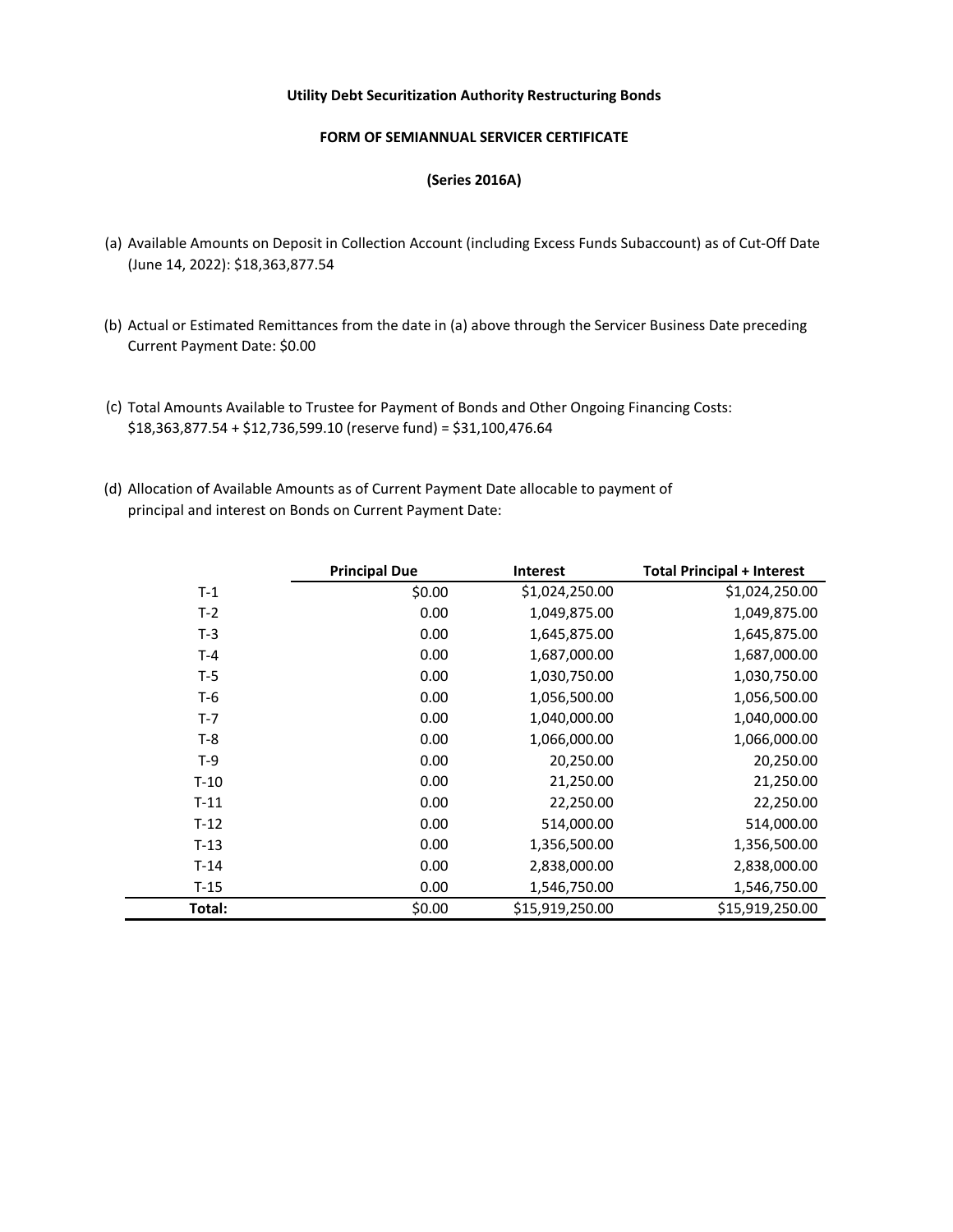**Utility Debt Securitization Authority Restructuring Bonds**

**FORM OF SEMIANNUAL SERVICER CERTIFICATE**

**(Series 2016A)**

(a) Available Amounts on Deposit in Collection Account (including Excess Funds Subaccount) as of Cut-Off Date (June 14, 2022): $18,363,877.54

(b) Actual or Estimated Remittances from the date in (a) above through the Servicer Business Date preceding Current Payment Date: $0.00

(c) Total Amounts Available to Trustee for Payment of Bonds and Other Ongoing Financing Costs: $18,363,877.54 + $12,736,599.10 (reserve fund) = $31,100,476.64

(d) Allocation of Available Amounts as of Current Payment Date allocable to payment of principal and interest on Bonds on Current Payment Date:

| | Principal Due | Interest | Total Principal + Interest |
|---|---|---|---|
| T-1 | $0.00 | $1,024,250.00 | $1,024,250.00 |
| T-2 | 0.00 | 1,049,875.00 | 1,049,875.00 |
| T-3 | 0.00 | 1,645,875.00 | 1,645,875.00 |
| T-4 | 0.00 | 1,687,000.00 | 1,687,000.00 |
| T-5 | 0.00 | 1,030,750.00 | 1,030,750.00 |
| T-6 | 0.00 | 1,056,500.00 | 1,056,500.00 |
| T-7 | 0.00 | 1,040,000.00 | 1,040,000.00 |
| T-8 | 0.00 | 1,066,000.00 | 1,066,000.00 |
| T-9 | 0.00 | 20,250.00 | 20,250.00 |
| T-10 | 0.00 | 21,250.00 | 21,250.00 |
| T-11 | 0.00 | 22,250.00 | 22,250.00 |
| T-12 | 0.00 | 514,000.00 | 514,000.00 |
| T-13 | 0.00 | 1,356,500.00 | 1,356,500.00 |
| T-14 | 0.00 | 2,838,000.00 | 2,838,000.00 |
| T-15 | 0.00 | 1,546,750.00 | 1,546,750.00 |
| **Total:** | $0.00 | $15,919,250.00 | $15,919,250.00 |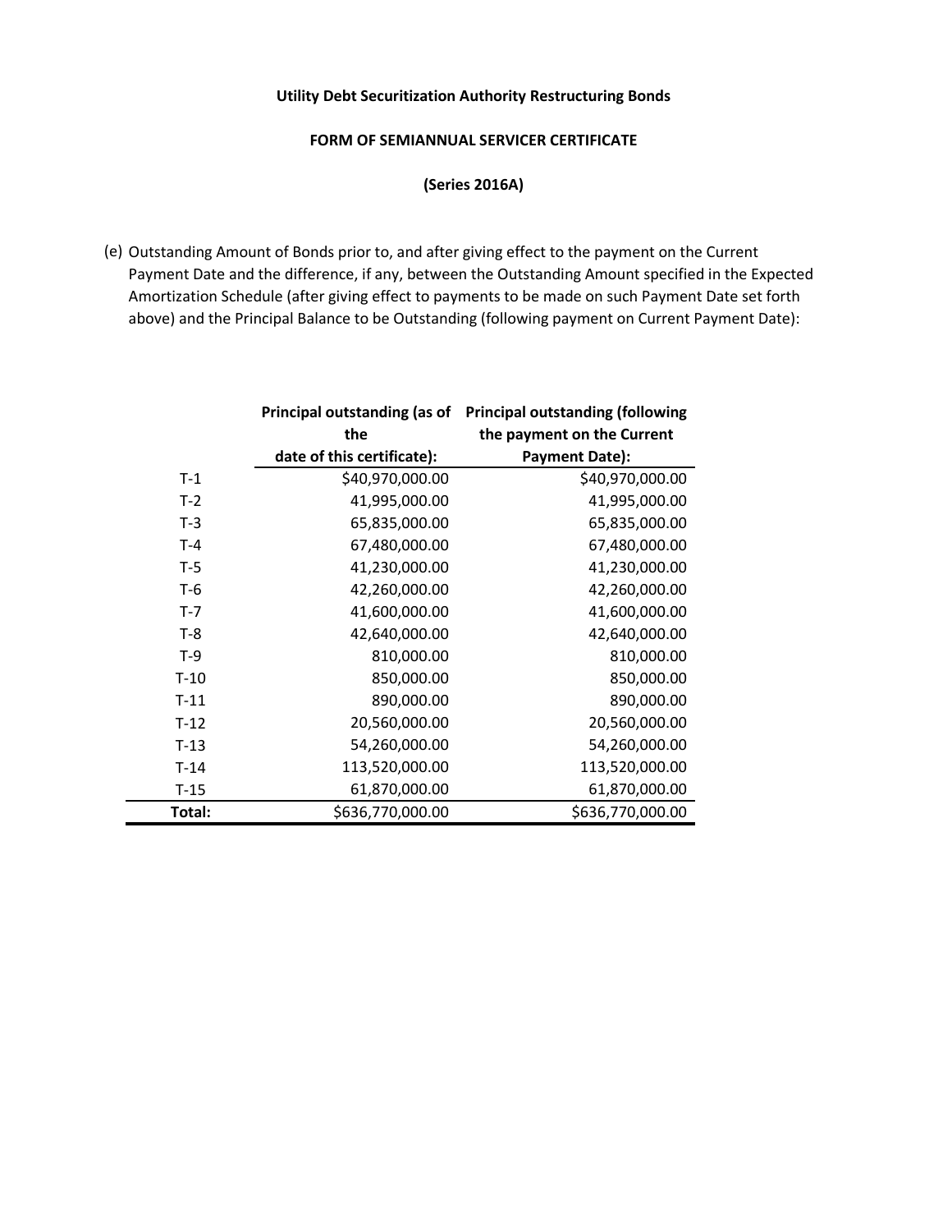**Utility Debt Securitization Authority Restructuring Bonds**

**FORM OF SEMIANNUAL SERVICER CERTIFICATE**

**(Series 2016A)**

(e) Outstanding Amount of Bonds prior to, and after giving effect to the payment on the Current Payment Date and the difference, if any, between the Outstanding Amount specified in the Expected Amortization Schedule (after giving effect to payments to be made on such Payment Date set forth above) and the Principal Balance to be Outstanding (following payment on Current Payment Date):

| | Principal outstanding (as of the date of this certificate): | Principal outstanding (following the payment on the Current Payment Date): |
|---|---|---|
| T-1 | $40,970,000.00 | $40,970,000.00 |
| T-2 | 41,995,000.00 | 41,995,000.00 |
| T-3 | 65,835,000.00 | 65,835,000.00 |
| T-4 | 67,480,000.00 | 67,480,000.00 |
| T-5 | 41,230,000.00 | 41,230,000.00 |
| T-6 | 42,260,000.00 | 42,260,000.00 |
| T-7 | 41,600,000.00 | 41,600,000.00 |
| T-8 | 42,640,000.00 | 42,640,000.00 |
| T-9 | 810,000.00 | 810,000.00 |
| T-10 | 850,000.00 | 850,000.00 |
| T-11 | 890,000.00 | 890,000.00 |
| T-12 | 20,560,000.00 | 20,560,000.00 |
| T-13 | 54,260,000.00 | 54,260,000.00 |
| T-14 | 113,520,000.00 | 113,520,000.00 |
| T-15 | 61,870,000.00 | 61,870,000.00 |
| **Total:** | $636,770,000.00 | $636,770,000.00 |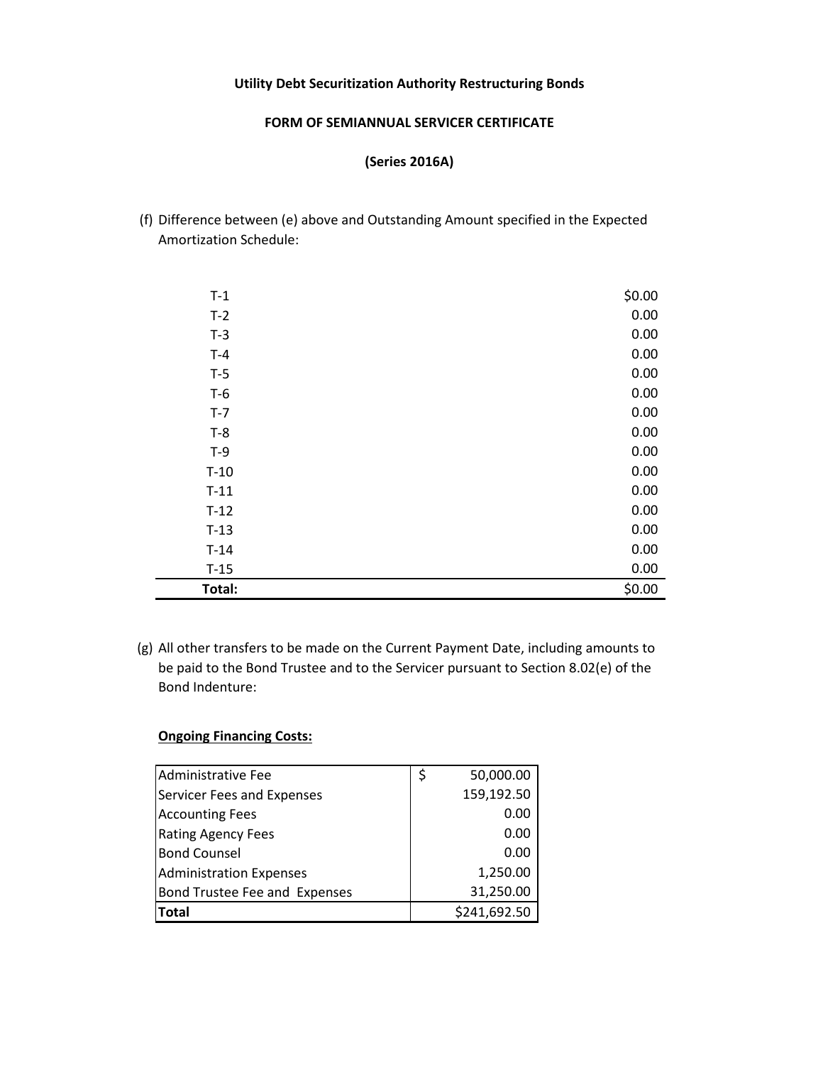**Utility Debt Securitization Authority Restructuring Bonds**

**FORM OF SEMIANNUAL SERVICER CERTIFICATE**

**(Series 2016A)**

(f) Difference between (e) above and Outstanding Amount specified in the Expected Amortization Schedule:

| | |
|---|---|
| T-1 | $0.00 |
| T-2 | 0.00 |
| T-3 | 0.00 |
| T-4 | 0.00 |
| T-5 | 0.00 |
| T-6 | 0.00 |
| T-7 | 0.00 |
| T-8 | 0.00 |
| T-9 | 0.00 |
| T-10 | 0.00 |
| T-11 | 0.00 |
| T-12 | 0.00 |
| T-13 | 0.00 |
| T-14 | 0.00 |
| T-15 | 0.00 |
| **Total:** | $0.00 |

(g) All other transfers to be made on the Current Payment Date, including amounts to be paid to the Bond Trustee and to the Servicer pursuant to Section 8.02(e) of the Bond Indenture:

**Ongoing Financing Costs:**

| | |
|---|---|
| Administrative Fee | $ 50,000.00 |
| Servicer Fees and Expenses | 159,192.50 |
| Accounting Fees | 0.00 |
| Rating Agency Fees | 0.00 |
| Bond Counsel | 0.00 |
| Administration Expenses | 1,250.00 |
| Bond Trustee Fee and Expenses | 31,250.00 |
| **Total** | $241,692.50 |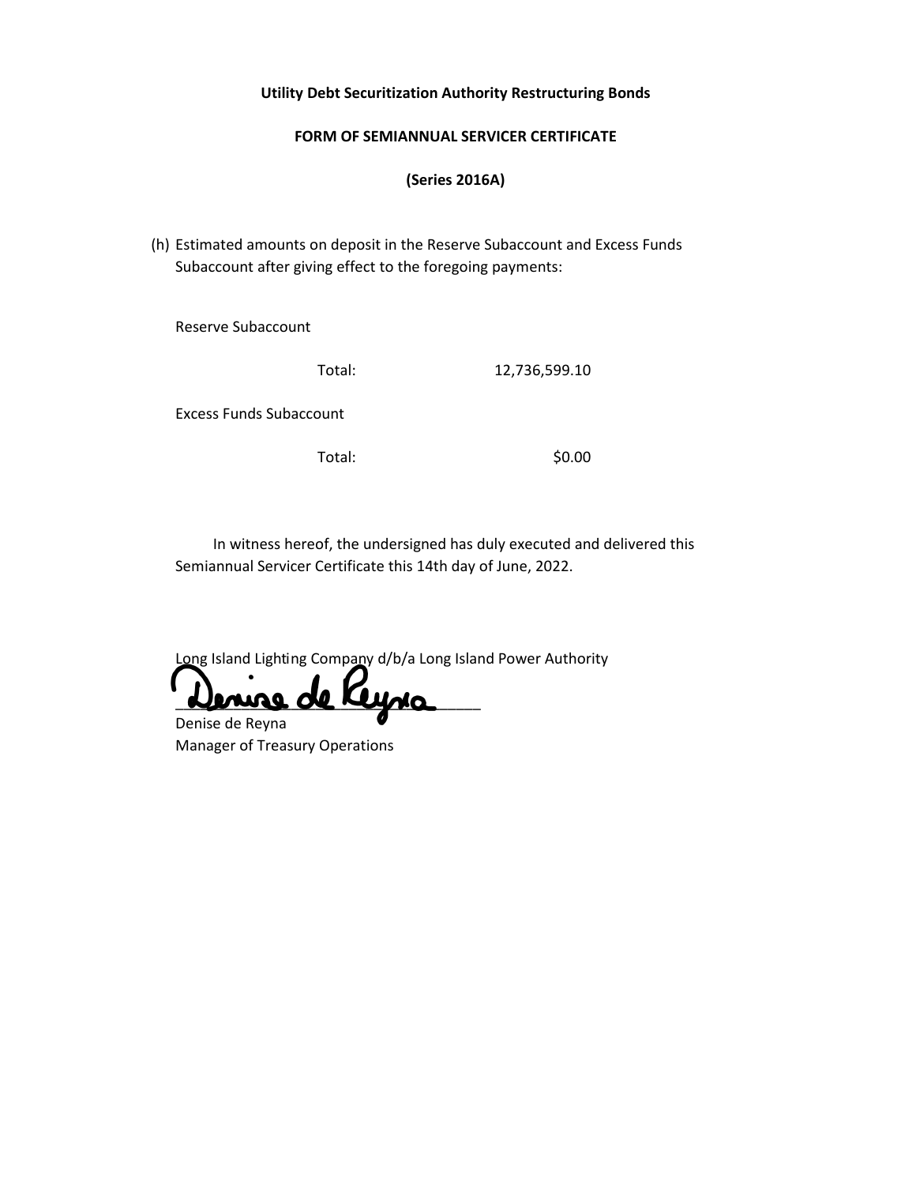**Utility Debt Securitization Authority Restructuring Bonds**

**FORM OF SEMIANNUAL SERVICER CERTIFICATE**

**(Series 2016A)**

(h) Estimated amounts on deposit in the Reserve Subaccount and Excess Funds Subaccount after giving effect to the foregoing payments:

Reserve Subaccount

| | |
|---|---|
| Total: | 12,736,599.10 |

Excess Funds Subaccount

| | |
|---|---|
| Total: | $0.00 |

In witness hereof, the undersigned has duly executed and delivered this Semiannual Servicer Certificate this 14th day of June, 2022.

Long Island Lighting Company d/b/a Long Island Power Authority

Denise de Reyna

Denise de Reyna
Manager of Treasury Operations